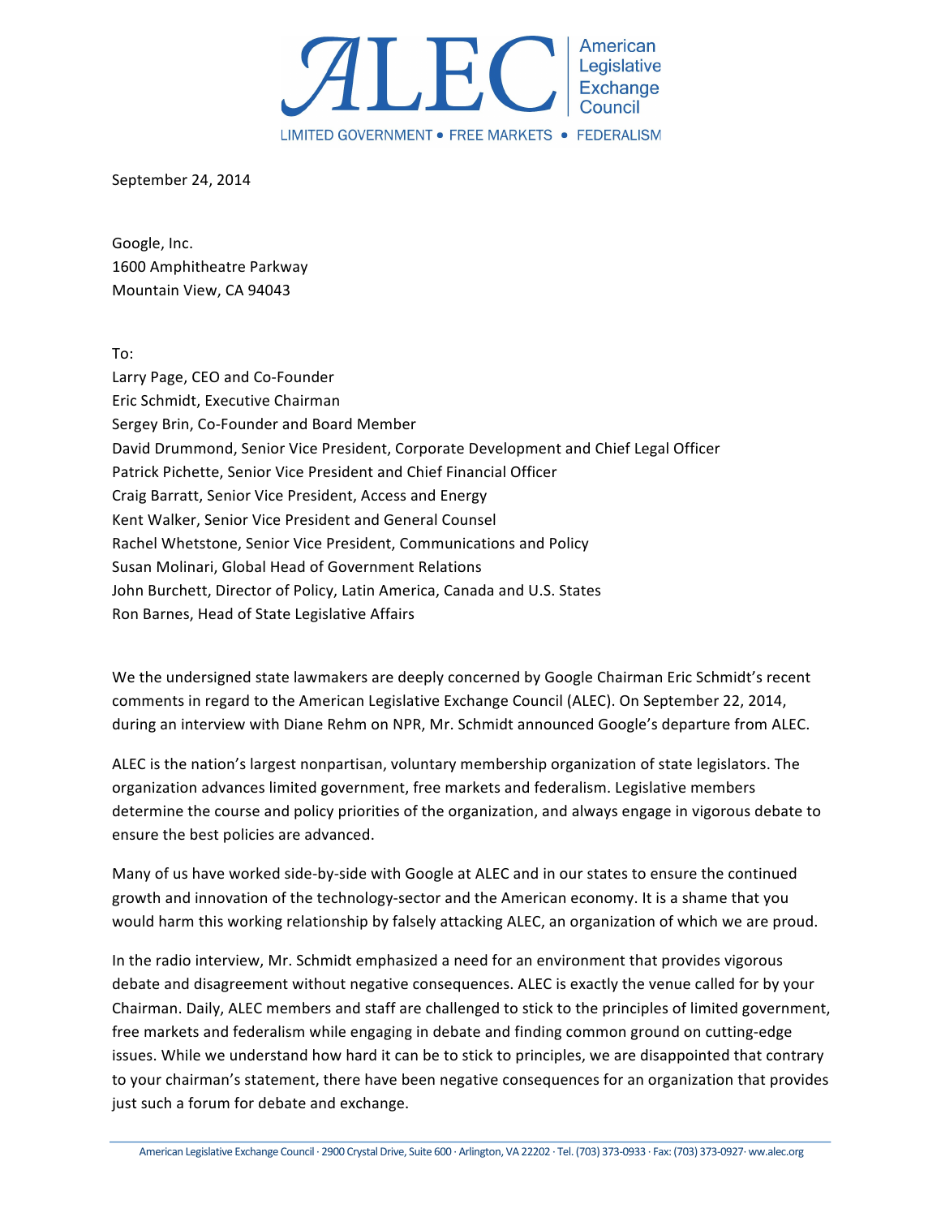# ALEC American Legislative Exchange Council

LIMITED GOVERNMENT • FREE MARKETS • FEDERALISM

September 24, 2014

Google, Inc.
1600 Amphitheatre Parkway
Mountain View, CA 94043

To:
Larry Page, CEO and Co-Founder
Eric Schmidt, Executive Chairman
Sergey Brin, Co-Founder and Board Member
David Drummond, Senior Vice President, Corporate Development and Chief Legal Officer
Patrick Pichette, Senior Vice President and Chief Financial Officer
Craig Barratt, Senior Vice President, Access and Energy
Kent Walker, Senior Vice President and General Counsel
Rachel Whetstone, Senior Vice President, Communications and Policy
Susan Molinari, Global Head of Government Relations
John Burchett, Director of Policy, Latin America, Canada and U.S. States
Ron Barnes, Head of State Legislative Affairs

We the undersigned state lawmakers are deeply concerned by Google Chairman Eric Schmidt's recent comments in regard to the American Legislative Exchange Council (ALEC). On September 22, 2014, during an interview with Diane Rehm on NPR, Mr. Schmidt announced Google's departure from ALEC.

ALEC is the nation's largest nonpartisan, voluntary membership organization of state legislators. The organization advances limited government, free markets and federalism. Legislative members determine the course and policy priorities of the organization, and always engage in vigorous debate to ensure the best policies are advanced.

Many of us have worked side-by-side with Google at ALEC and in our states to ensure the continued growth and innovation of the technology-sector and the American economy. It is a shame that you would harm this working relationship by falsely attacking ALEC, an organization of which we are proud.

In the radio interview, Mr. Schmidt emphasized a need for an environment that provides vigorous debate and disagreement without negative consequences. ALEC is exactly the venue called for by your Chairman. Daily, ALEC members and staff are challenged to stick to the principles of limited government, free markets and federalism while engaging in debate and finding common ground on cutting-edge issues. While we understand how hard it can be to stick to principles, we are disappointed that contrary to your chairman's statement, there have been negative consequences for an organization that provides just such a forum for debate and exchange.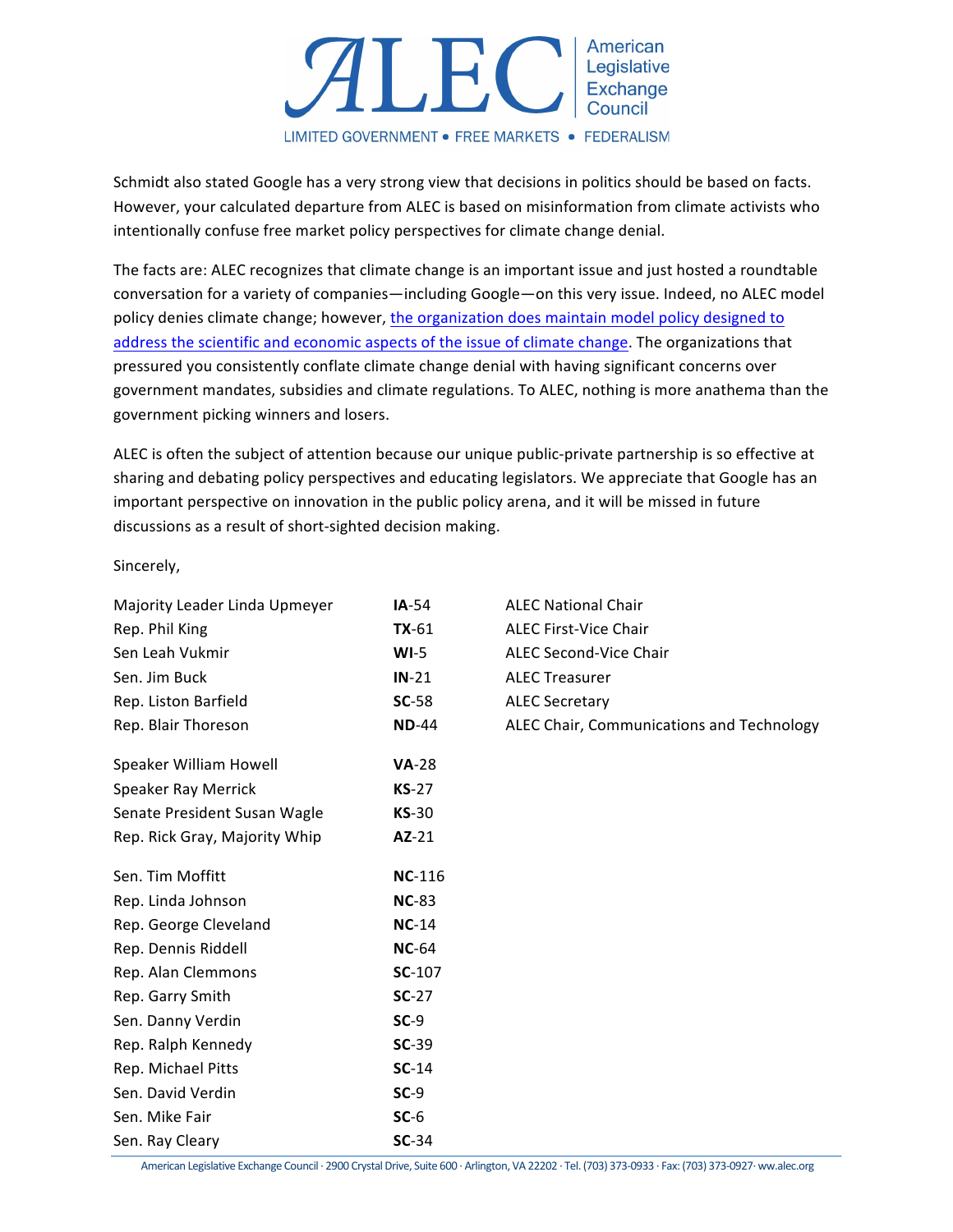Schmidt also stated Google has a very strong view that decisions in politics should be based on facts. However, your calculated departure from ALEC is based on misinformation from climate activists who intentionally confuse free market policy perspectives for climate change denial.

The facts are: ALEC recognizes that climate change is an important issue and just hosted a roundtable conversation for a variety of companies—including Google—on this very issue. Indeed, no ALEC model policy denies climate change; however, the organization does maintain model policy designed to address the scientific and economic aspects of the issue of climate change. The organizations that pressured you consistently conflate climate change denial with having significant concerns over government mandates, subsidies and climate regulations. To ALEC, nothing is more anathema than the government picking winners and losers.

ALEC is often the subject of attention because our unique public-private partnership is so effective at sharing and debating policy perspectives and educating legislators. We appreciate that Google has an important perspective on innovation in the public policy arena, and it will be missed in future discussions as a result of short-sighted decision making.

Sincerely,

| | | |
|---|---|---|
| Majority Leader Linda Upmeyer | **IA**-54 | ALEC National Chair |
| Rep. Phil King | **TX**-61 | ALEC First-Vice Chair |
| Sen Leah Vukmir | **WI**-5 | ALEC Second-Vice Chair |
| Sen. Jim Buck | **IN**-21 | ALEC Treasurer |
| Rep. Liston Barfield | **SC**-58 | ALEC Secretary |
| Rep. Blair Thoreson | **ND**-44 | ALEC Chair, Communications and Technology |
| Speaker William Howell | **VA**-28 | |
| Speaker Ray Merrick | **KS**-27 | |
| Senate President Susan Wagle | **KS**-30 | |
| Rep. Rick Gray, Majority Whip | **AZ**-21 | |
| Sen. Tim Moffitt | **NC**-116 | |
| Rep. Linda Johnson | **NC**-83 | |
| Rep. George Cleveland | **NC**-14 | |
| Rep. Dennis Riddell | **NC**-64 | |
| Rep. Alan Clemmons | **SC**-107 | |
| Rep. Garry Smith | **SC**-27 | |
| Sen. Danny Verdin | **SC**-9 | |
| Rep. Ralph Kennedy | **SC**-39 | |
| Rep. Michael Pitts | **SC**-14 | |
| Sen. David Verdin | **SC**-9 | |
| Sen. Mike Fair | **SC**-6 | |
| Sen. Ray Cleary | **SC**-34 | |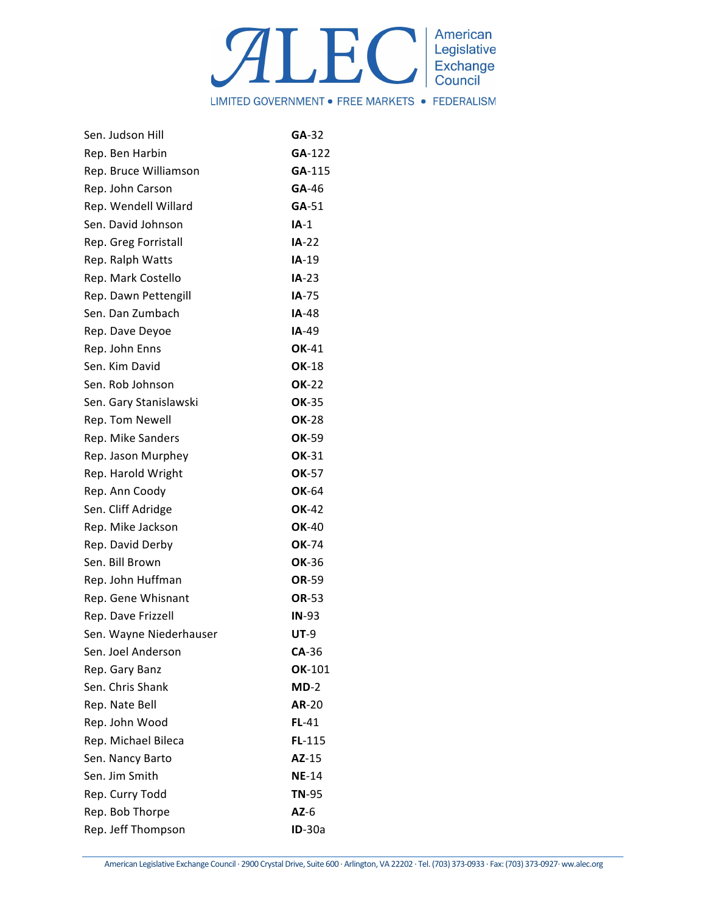| | |
|---|---|
| Sen. Judson Hill | **GA**-32 |
| Rep. Ben Harbin | **GA**-122 |
| Rep. Bruce Williamson | **GA**-115 |
| Rep. John Carson | **GA**-46 |
| Rep. Wendell Willard | **GA**-51 |
| Sen. David Johnson | **IA**-1 |
| Rep. Greg Forristall | **IA**-22 |
| Rep. Ralph Watts | **IA**-19 |
| Rep. Mark Costello | **IA**-23 |
| Rep. Dawn Pettengill | **IA**-75 |
| Sen. Dan Zumbach | **IA**-48 |
| Rep. Dave Deyoe | **IA**-49 |
| Rep. John Enns | **OK**-41 |
| Sen. Kim David | **OK**-18 |
| Sen. Rob Johnson | **OK**-22 |
| Sen. Gary Stanislawski | **OK**-35 |
| Rep. Tom Newell | **OK**-28 |
| Rep. Mike Sanders | **OK**-59 |
| Rep. Jason Murphey | **OK**-31 |
| Rep. Harold Wright | **OK**-57 |
| Rep. Ann Coody | **OK**-64 |
| Sen. Cliff Adridge | **OK**-42 |
| Rep. Mike Jackson | **OK**-40 |
| Rep. David Derby | **OK**-74 |
| Sen. Bill Brown | **OK**-36 |
| Rep. John Huffman | **OR**-59 |
| Rep. Gene Whisnant | **OR**-53 |
| Rep. Dave Frizzell | **IN**-93 |
| Sen. Wayne Niederhauser | **UT**-9 |
| Sen. Joel Anderson | **CA**-36 |
| Rep. Gary Banz | **OK**-101 |
| Sen. Chris Shank | **MD**-2 |
| Rep. Nate Bell | **AR**-20 |
| Rep. John Wood | **FL**-41 |
| Rep. Michael Bileca | **FL**-115 |
| Sen. Nancy Barto | **AZ**-15 |
| Sen. Jim Smith | **NE**-14 |
| Rep. Curry Todd | **TN**-95 |
| Rep. Bob Thorpe | **AZ**-6 |
| Rep. Jeff Thompson | **ID**-30a |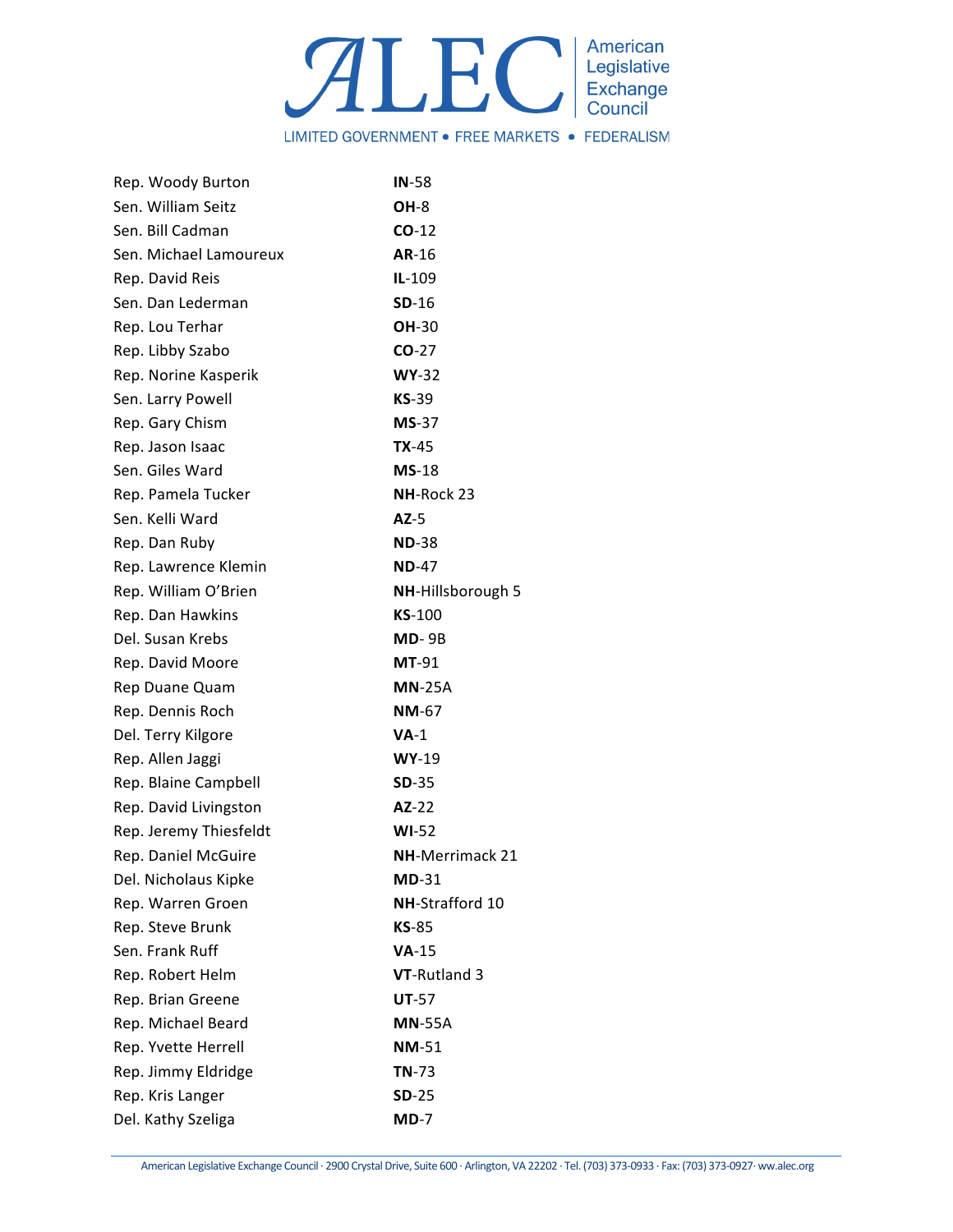| | |
|---|---|
| Rep. Woody Burton | **IN**-58 |
| Sen. William Seitz | **OH**-8 |
| Sen. Bill Cadman | **CO**-12 |
| Sen. Michael Lamoureux | **AR**-16 |
| Rep. David Reis | **IL**-109 |
| Sen. Dan Lederman | **SD**-16 |
| Rep. Lou Terhar | **OH**-30 |
| Rep. Libby Szabo | **CO**-27 |
| Rep. Norine Kasperik | **WY**-32 |
| Sen. Larry Powell | **KS**-39 |
| Rep. Gary Chism | **MS**-37 |
| Rep. Jason Isaac | **TX**-45 |
| Sen. Giles Ward | **MS**-18 |
| Rep. Pamela Tucker | **NH**-Rock 23 |
| Sen. Kelli Ward | **AZ**-5 |
| Rep. Dan Ruby | **ND**-38 |
| Rep. Lawrence Klemin | **ND**-47 |
| Rep. William O'Brien | **NH**-Hillsborough 5 |
| Rep. Dan Hawkins | **KS**-100 |
| Del. Susan Krebs | **MD**- 9B |
| Rep. David Moore | **MT**-91 |
| Rep Duane Quam | **MN**-25A |
| Rep. Dennis Roch | **NM**-67 |
| Del. Terry Kilgore | **VA**-1 |
| Rep. Allen Jaggi | **WY**-19 |
| Rep. Blaine Campbell | **SD**-35 |
| Rep. David Livingston | **AZ**-22 |
| Rep. Jeremy Thiesfeldt | **WI**-52 |
| Rep. Daniel McGuire | **NH**-Merrimack 21 |
| Del. Nicholaus Kipke | **MD**-31 |
| Rep. Warren Groen | **NH**-Strafford 10 |
| Rep. Steve Brunk | **KS**-85 |
| Sen. Frank Ruff | **VA**-15 |
| Rep. Robert Helm | **VT**-Rutland 3 |
| Rep. Brian Greene | **UT**-57 |
| Rep. Michael Beard | **MN**-55A |
| Rep. Yvette Herrell | **NM**-51 |
| Rep. Jimmy Eldridge | **TN**-73 |
| Rep. Kris Langer | **SD**-25 |
| Del. Kathy Szeliga | **MD**-7 |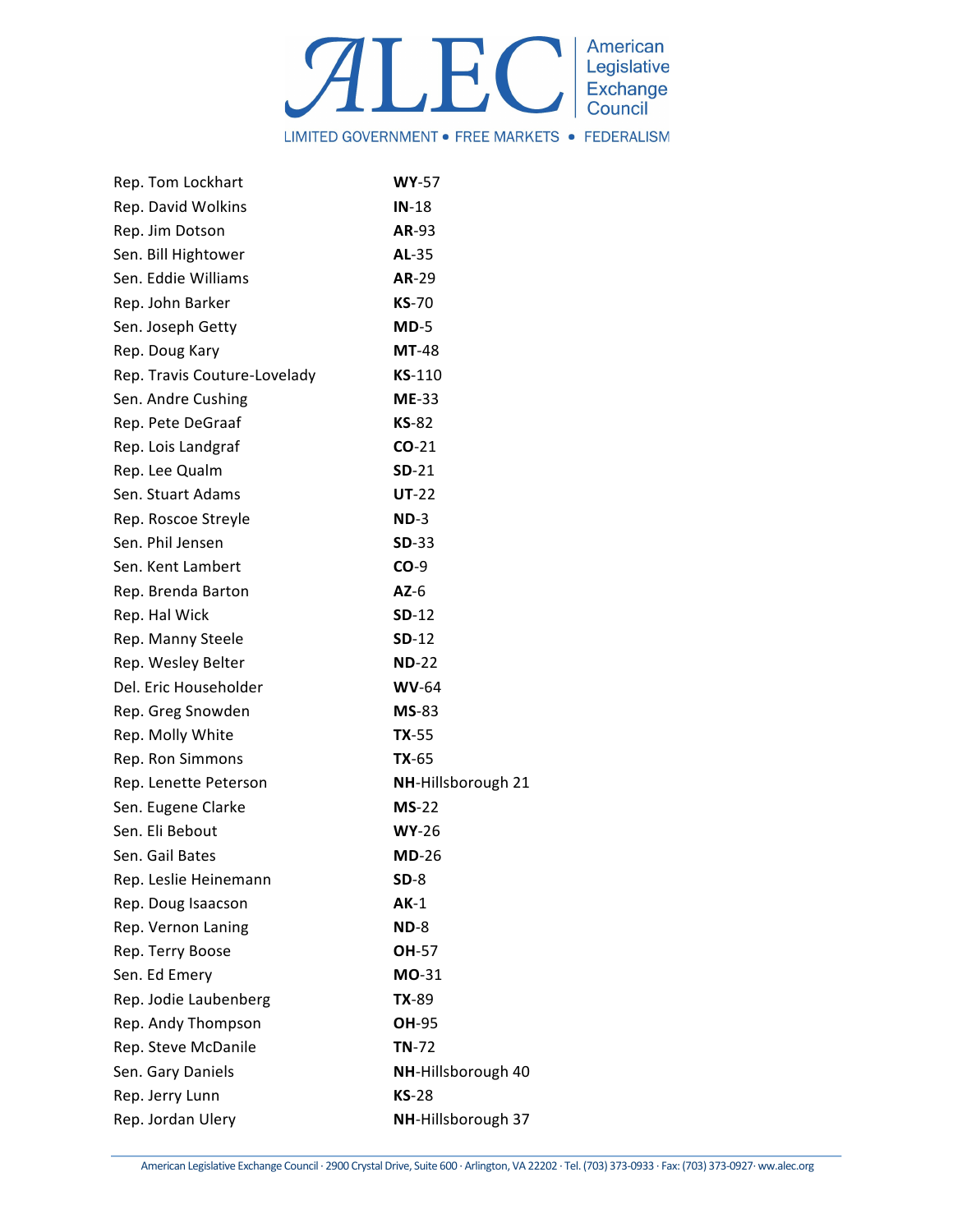| Name | District |
| --- | --- |
| Rep. Tom Lockhart | **WY**-57 |
| Rep. David Wolkins | **IN**-18 |
| Rep. Jim Dotson | **AR**-93 |
| Sen. Bill Hightower | **AL**-35 |
| Sen. Eddie Williams | **AR**-29 |
| Rep. John Barker | **KS**-70 |
| Sen. Joseph Getty | **MD**-5 |
| Rep. Doug Kary | **MT**-48 |
| Rep. Travis Couture-Lovelady | **KS**-110 |
| Sen. Andre Cushing | **ME**-33 |
| Rep. Pete DeGraaf | **KS**-82 |
| Rep. Lois Landgraf | **CO**-21 |
| Rep. Lee Qualm | **SD**-21 |
| Sen. Stuart Adams | **UT**-22 |
| Rep. Roscoe Streyle | **ND**-3 |
| Sen. Phil Jensen | **SD**-33 |
| Sen. Kent Lambert | **CO**-9 |
| Rep. Brenda Barton | **AZ**-6 |
| Rep. Hal Wick | **SD**-12 |
| Rep. Manny Steele | **SD**-12 |
| Rep. Wesley Belter | **ND**-22 |
| Del. Eric Householder | **WV**-64 |
| Rep. Greg Snowden | **MS**-83 |
| Rep. Molly White | **TX**-55 |
| Rep. Ron Simmons | **TX**-65 |
| Rep. Lenette Peterson | **NH**-Hillsborough 21 |
| Sen. Eugene Clarke | **MS**-22 |
| Sen. Eli Bebout | **WY**-26 |
| Sen. Gail Bates | **MD**-26 |
| Rep. Leslie Heinemann | **SD**-8 |
| Rep. Doug Isaacson | **AK**-1 |
| Rep. Vernon Laning | **ND**-8 |
| Rep. Terry Boose | **OH**-57 |
| Sen. Ed Emery | **MO**-31 |
| Rep. Jodie Laubenberg | **TX**-89 |
| Rep. Andy Thompson | **OH**-95 |
| Rep. Steve McDanile | **TN**-72 |
| Sen. Gary Daniels | **NH**-Hillsborough 40 |
| Rep. Jerry Lunn | **KS**-28 |
| Rep. Jordan Ulery | **NH**-Hillsborough 37 |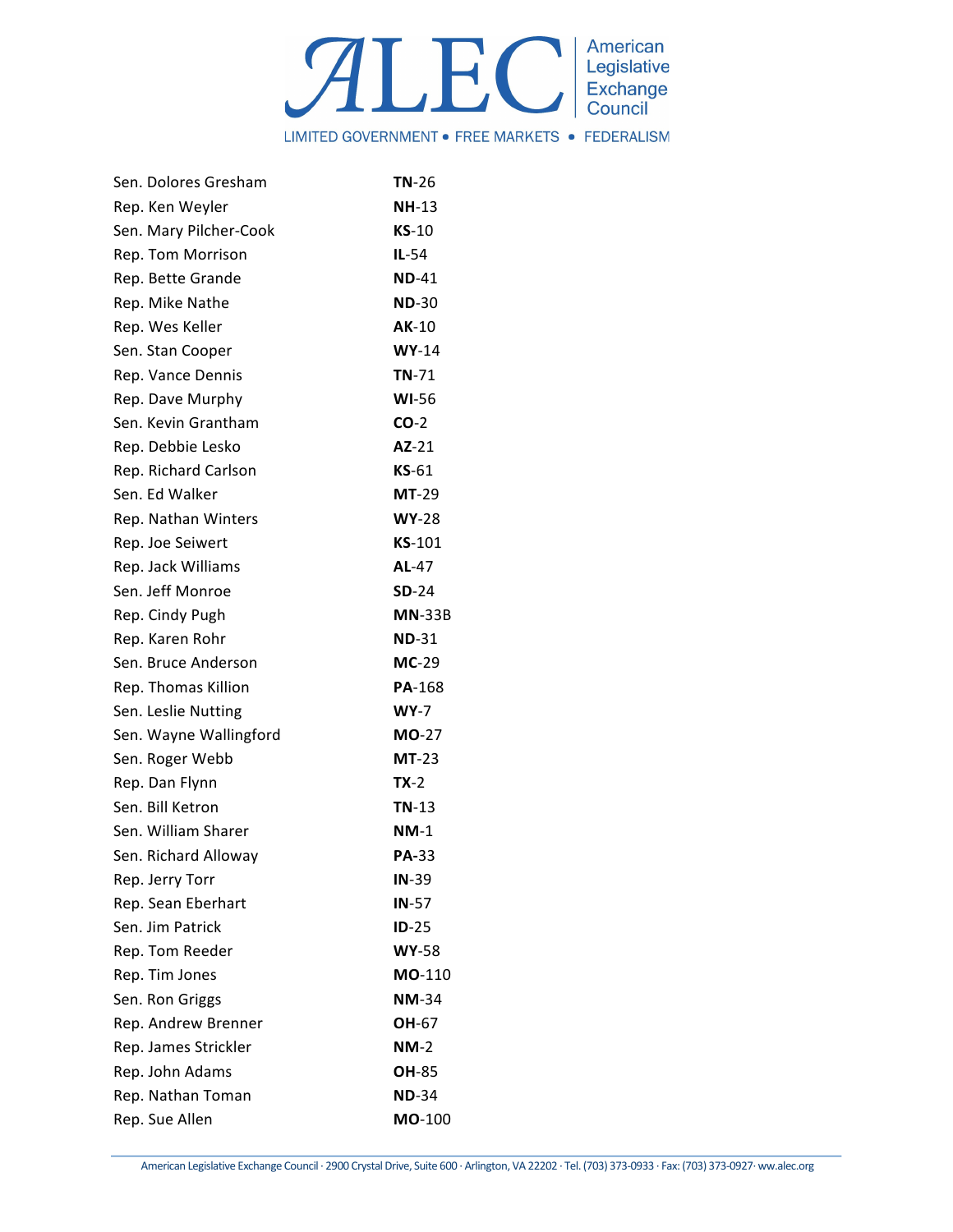| | |
|---|---|
| Sen. Dolores Gresham | **TN**-26 |
| Rep. Ken Weyler | **NH**-13 |
| Sen. Mary Pilcher-Cook | **KS**-10 |
| Rep. Tom Morrison | **IL**-54 |
| Rep. Bette Grande | **ND**-41 |
| Rep. Mike Nathe | **ND**-30 |
| Rep. Wes Keller | **AK**-10 |
| Sen. Stan Cooper | **WY**-14 |
| Rep. Vance Dennis | **TN**-71 |
| Rep. Dave Murphy | **WI**-56 |
| Sen. Kevin Grantham | **CO**-2 |
| Rep. Debbie Lesko | **AZ**-21 |
| Rep. Richard Carlson | **KS**-61 |
| Sen. Ed Walker | **MT**-29 |
| Rep. Nathan Winters | **WY**-28 |
| Rep. Joe Seiwert | **KS**-101 |
| Rep. Jack Williams | **AL**-47 |
| Sen. Jeff Monroe | **SD**-24 |
| Rep. Cindy Pugh | **MN**-33B |
| Rep. Karen Rohr | **ND**-31 |
| Sen. Bruce Anderson | **MC**-29 |
| Rep. Thomas Killion | **PA**-168 |
| Sen. Leslie Nutting | **WY**-7 |
| Sen. Wayne Wallingford | **MO**-27 |
| Sen. Roger Webb | **MT**-23 |
| Rep. Dan Flynn | **TX**-2 |
| Sen. Bill Ketron | **TN**-13 |
| Sen. William Sharer | **NM**-1 |
| Sen. Richard Alloway | **PA**-33 |
| Rep. Jerry Torr | **IN**-39 |
| Rep. Sean Eberhart | **IN**-57 |
| Sen. Jim Patrick | **ID**-25 |
| Rep. Tom Reeder | **WY**-58 |
| Rep. Tim Jones | **MO**-110 |
| Sen. Ron Griggs | **NM**-34 |
| Rep. Andrew Brenner | **OH**-67 |
| Rep. James Strickler | **NM**-2 |
| Rep. John Adams | **OH**-85 |
| Rep. Nathan Toman | **ND**-34 |
| Rep. Sue Allen | **MO**-100 |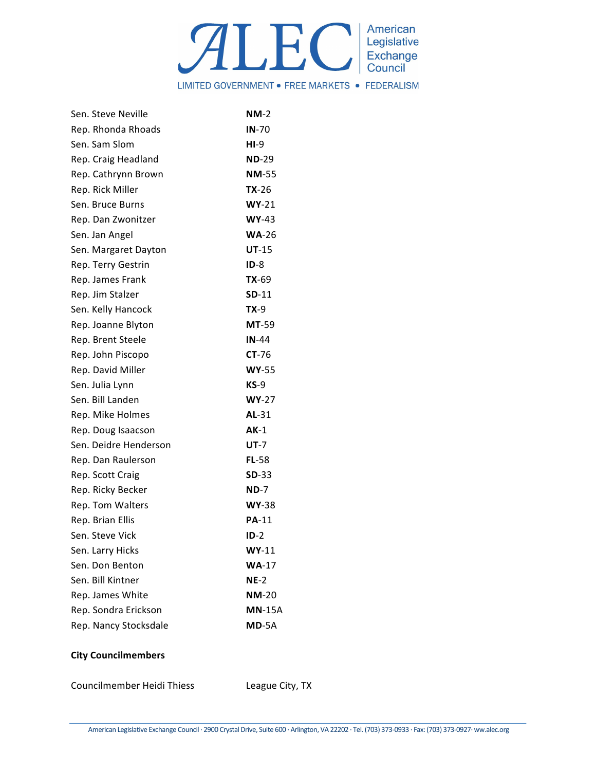| | |
|---|---|
| Sen. Steve Neville | **NM**-2 |
| Rep. Rhonda Rhoads | **IN**-70 |
| Sen. Sam Slom | **HI**-9 |
| Rep. Craig Headland | **ND**-29 |
| Rep. Cathrynn Brown | **NM**-55 |
| Rep. Rick Miller | **TX**-26 |
| Sen. Bruce Burns | **WY**-21 |
| Rep. Dan Zwonitzer | **WY**-43 |
| Sen. Jan Angel | **WA**-26 |
| Sen. Margaret Dayton | **UT**-15 |
| Rep. Terry Gestrin | **ID**-8 |
| Rep. James Frank | **TX**-69 |
| Rep. Jim Stalzer | **SD**-11 |
| Sen. Kelly Hancock | **TX**-9 |
| Rep. Joanne Blyton | **MT**-59 |
| Rep. Brent Steele | **IN**-44 |
| Rep. John Piscopo | **CT**-76 |
| Rep. David Miller | **WY**-55 |
| Sen. Julia Lynn | **KS**-9 |
| Sen. Bill Landen | **WY**-27 |
| Rep. Mike Holmes | **AL**-31 |
| Rep. Doug Isaacson | **AK**-1 |
| Sen. Deidre Henderson | **UT**-7 |
| Rep. Dan Raulerson | **FL**-58 |
| Rep. Scott Craig | **SD**-33 |
| Rep. Ricky Becker | **ND**-7 |
| Rep. Tom Walters | **WY**-38 |
| Rep. Brian Ellis | **PA**-11 |
| Sen. Steve Vick | **ID**-2 |
| Sen. Larry Hicks | **WY**-11 |
| Sen. Don Benton | **WA**-17 |
| Sen. Bill Kintner | **NE**-2 |
| Rep. James White | **NM**-20 |
| Rep. Sondra Erickson | **MN**-15A |
| Rep. Nancy Stocksdale | **MD**-5A |

**City Councilmembers**

| | |
|---|---|
| Councilmember Heidi Thiess | League City, TX |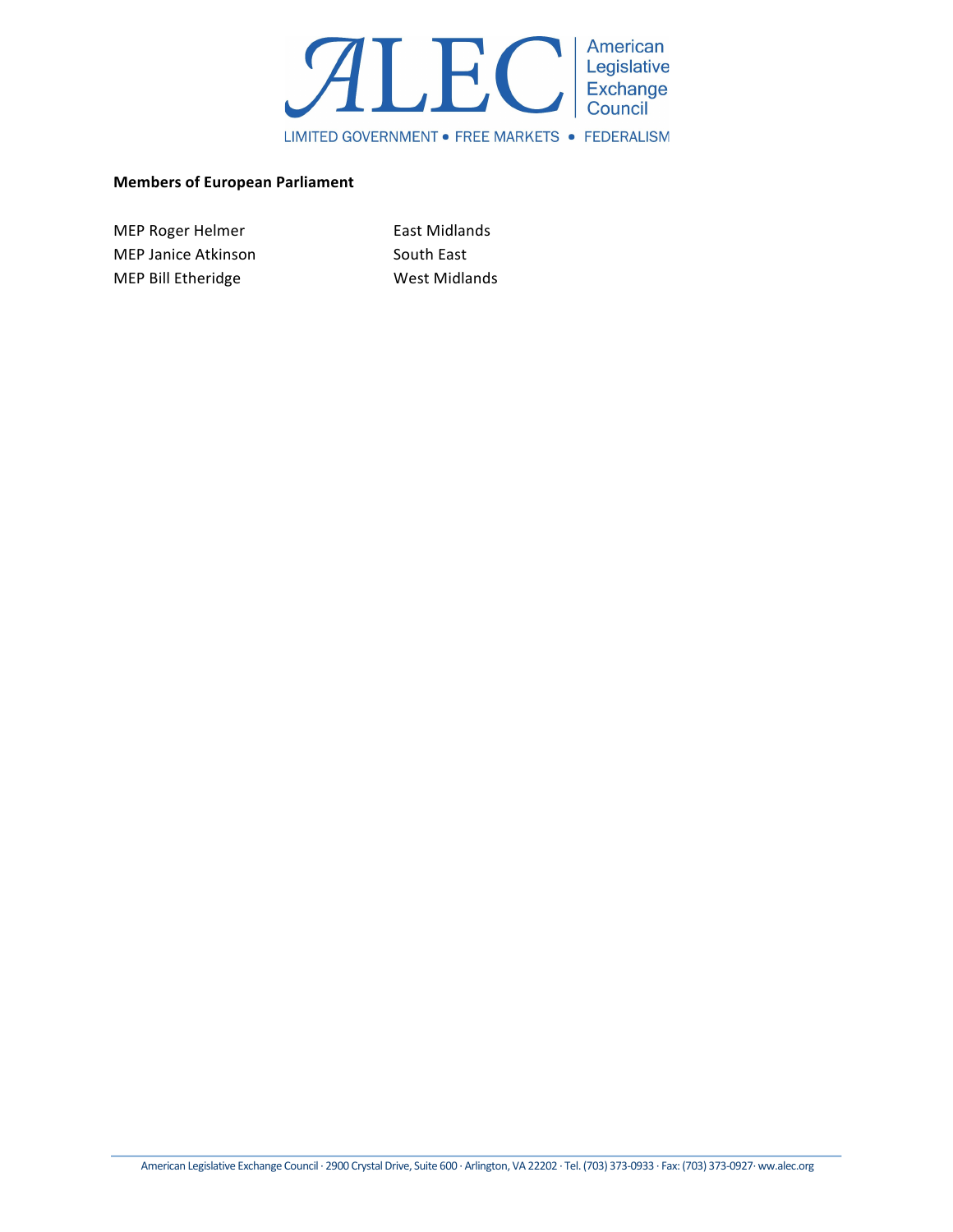**Members of European Parliament**

| | |
|---|---|
| MEP Roger Helmer | East Midlands |
| MEP Janice Atkinson | South East |
| MEP Bill Etheridge | West Midlands |